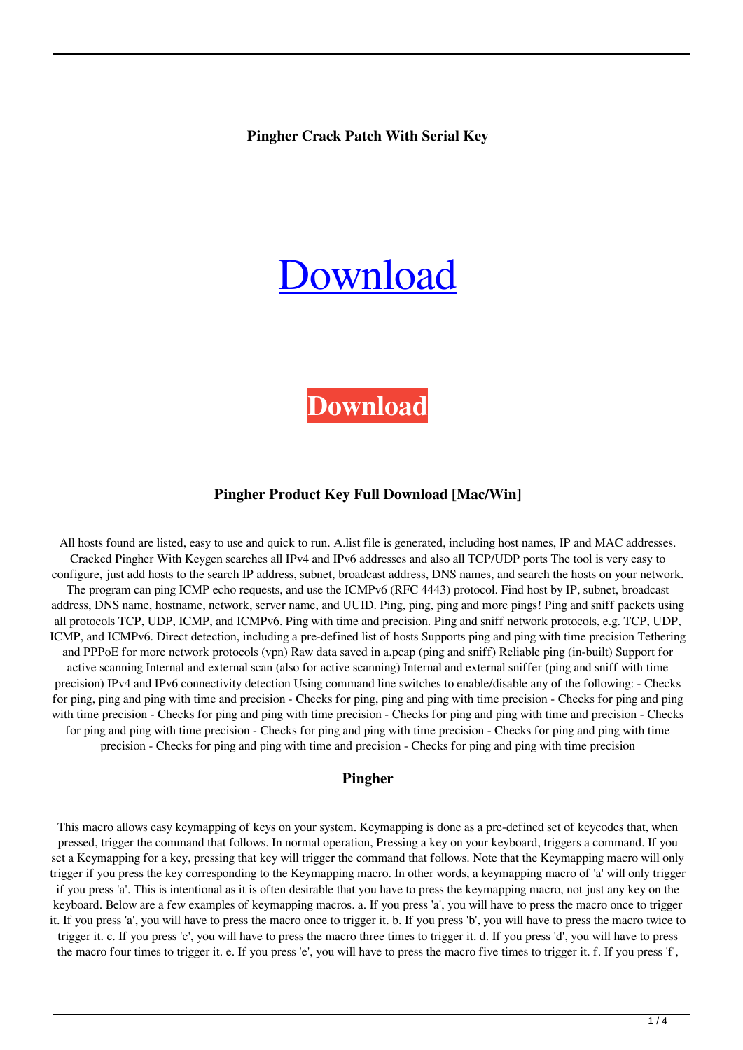**Pingher Crack Patch With Serial Key**

# [Download](#)

**Download**

### Pingher Product Key Full Download [Mac/Win]

All hosts found are listed, easy to use and quick to run. A.list file is generated, including host names, IP and MAC addresses. Cracked Pingher With Keygen searches all IPv4 and IPv6 addresses and also all TCP/UDP ports The tool is very easy to configure, just add hosts to the search IP address, subnet, broadcast address, DNS names, and search the hosts on your network. The program can ping ICMP echo requests, and use the ICMPv6 (RFC 4443) protocol. Find host by IP, subnet, broadcast address, DNS name, hostname, network, server name, and UUID. Ping, ping, ping and more pings! Ping and sniff packets using all protocols TCP, UDP, ICMP, and ICMPv6. Ping with time and precision. Ping and sniff network protocols, e.g. TCP, UDP, ICMP, and ICMPv6. Direct detection, including a pre-defined list of hosts Supports ping and ping with time precision Tethering and PPPoE for more network protocols (vpn) Raw data saved in a.pcap (ping and sniff) Reliable ping (in-built) Support for active scanning Internal and external scan (also for active scanning) Internal and external sniffer (ping and sniff with time precision) IPv4 and IPv6 connectivity detection Using command line switches to enable/disable any of the following: - Checks for ping, ping and ping with time and precision - Checks for ping, ping and ping with time precision - Checks for ping and ping with time precision - Checks for ping and ping with time precision - Checks for ping and ping with time and precision - Checks for ping and ping with time precision - Checks for ping and ping with time precision - Checks for ping and ping with time precision - Checks for ping and ping with time and precision - Checks for ping and ping with time precision

### Pingher

This macro allows easy keymapping of keys on your system. Keymapping is done as a pre-defined set of keycodes that, when pressed, trigger the command that follows. In normal operation, Pressing a key on your keyboard, triggers a command. If you set a Keymapping for a key, pressing that key will trigger the command that follows. Note that the Keymapping macro will only trigger if you press the key corresponding to the Keymapping macro. In other words, a keymapping macro of 'a' will only trigger if you press 'a'. This is intentional as it is often desirable that you have to press the keymapping macro, not just any key on the keyboard. Below are a few examples of keymapping macros. a. If you press 'a', you will have to press the macro once to trigger it. If you press 'a', you will have to press the macro once to trigger it. b. If you press 'b', you will have to press the macro twice to trigger it. c. If you press 'c', you will have to press the macro three times to trigger it. d. If you press 'd', you will have to press the macro four times to trigger it. e. If you press 'e', you will have to press the macro five times to trigger it. f. If you press 'f',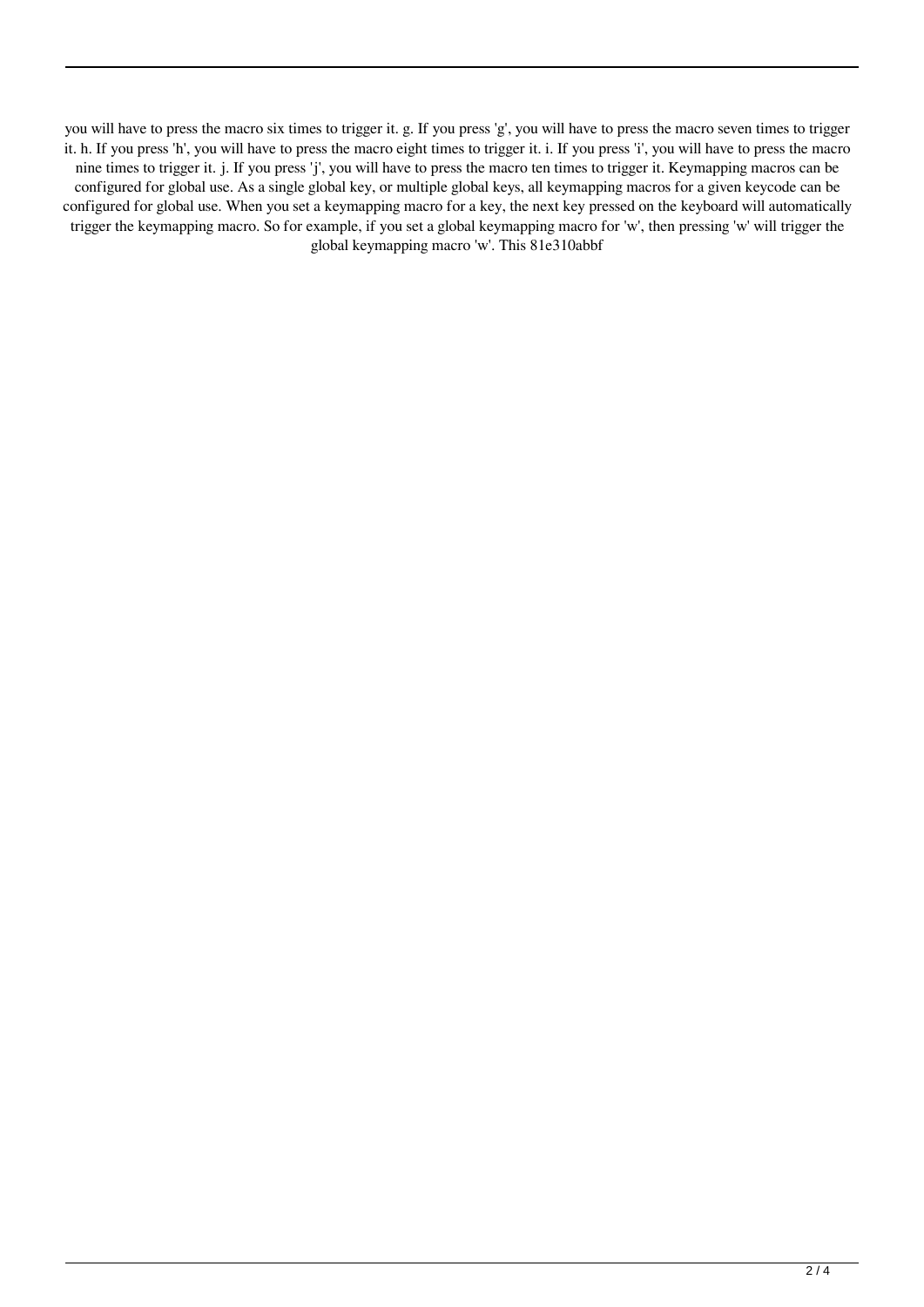you will have to press the macro six times to trigger it. g. If you press 'g', you will have to press the macro seven times to trigger it. h. If you press 'h', you will have to press the macro eight times to trigger it. i. If you press 'i', you will have to press the macro nine times to trigger it. j. If you press 'j', you will have to press the macro ten times to trigger it. Keymapping macros can be configured for global use. As a single global key, or multiple global keys, all keymapping macros for a given keycode can be configured for global use. When you set a keymapping macro for a key, the next key pressed on the keyboard will automatically trigger the keymapping macro. So for example, if you set a global keymapping macro for 'w', then pressing 'w' will trigger the global keymapping macro 'w'. This 81e310abbf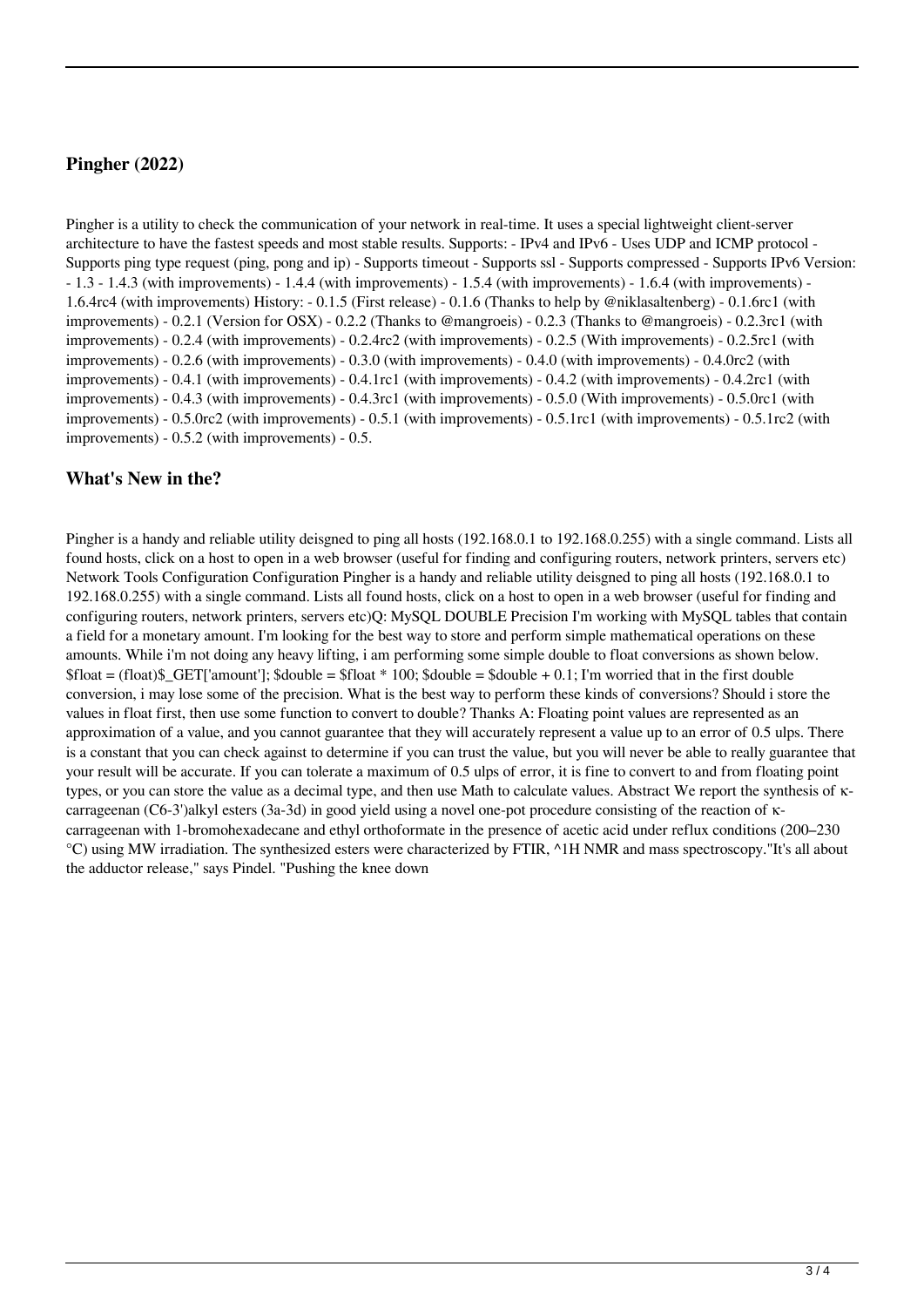## Pingher (2022)

Pingher is a utility to check the communication of your network in real-time. It uses a special lightweight client-server architecture to have the fastest speeds and most stable results. Supports: - IPv4 and IPv6 - Uses UDP and ICMP protocol - Supports ping type request (ping, pong and ip) - Supports timeout - Supports ssl - Supports compressed - Supports IPv6 Version: - 1.3 - 1.4.3 (with improvements) - 1.4.4 (with improvements) - 1.5.4 (with improvements) - 1.6.4 (with improvements) - 1.6.4rc4 (with improvements) History: - 0.1.5 (First release) - 0.1.6 (Thanks to help by @niklasaltenberg) - 0.1.6rc1 (with improvements) - 0.2.1 (Version for OSX) - 0.2.2 (Thanks to @mangroeis) - 0.2.3 (Thanks to @mangroeis) - 0.2.3rc1 (with improvements) - 0.2.4 (with improvements) - 0.2.4rc2 (with improvements) - 0.2.5 (With improvements) - 0.2.5rc1 (with improvements) - 0.2.6 (with improvements) - 0.3.0 (with improvements) - 0.4.0 (with improvements) - 0.4.0rc2 (with improvements) - 0.4.1 (with improvements) - 0.4.1rc1 (with improvements) - 0.4.2 (with improvements) - 0.4.2rc1 (with improvements) - 0.4.3 (with improvements) - 0.4.3rc1 (with improvements) - 0.5.0 (With improvements) - 0.5.0rc1 (with improvements) - 0.5.0rc2 (with improvements) - 0.5.1 (with improvements) - 0.5.1rc1 (with improvements) - 0.5.1rc2 (with improvements) - 0.5.2 (with improvements) - 0.5.

## What's New in the?

Pingher is a handy and reliable utility deisgned to ping all hosts (192.168.0.1 to 192.168.0.255) with a single command. Lists all found hosts, click on a host to open in a web browser (useful for finding and configuring routers, network printers, servers etc) Network Tools Configuration Configuration Pingher is a handy and reliable utility deisgned to ping all hosts (192.168.0.1 to 192.168.0.255) with a single command. Lists all found hosts, click on a host to open in a web browser (useful for finding and configuring routers, network printers, servers etc)Q: MySQL DOUBLE Precision I'm working with MySQL tables that contain a field for a monetary amount. I'm looking for the best way to store and perform simple mathematical operations on these amounts. While i'm not doing any heavy lifting, i am performing some simple double to float conversions as shown below. $float = (float)$_GET['amount']; $double = $float * 100; $double = $double + 0.1; I'm worried that in the first double conversion, i may lose some of the precision. What is the best way to perform these kinds of conversions? Should i store the values in float first, then use some function to convert to double? Thanks A: Floating point values are represented as an approximation of a value, and you cannot guarantee that they will accurately represent a value up to an error of 0.5 ulps. There is a constant that you can check against to determine if you can trust the value, but you will never be able to really guarantee that your result will be accurate. If you can tolerate a maximum of 0.5 ulps of error, it is fine to convert to and from floating point types, or you can store the value as a decimal type, and then use Math to calculate values. Abstract We report the synthesis of κ-carrageenan (C6-3')alkyl esters (3a-3d) in good yield using a novel one-pot procedure consisting of the reaction of κ-carrageenan with 1-bromohexadecane and ethyl orthoformate in the presence of acetic acid under reflux conditions (200–230 °C) using MW irradiation. The synthesized esters were characterized by FTIR, ^1H NMR and mass spectroscopy."It's all about the adductor release," says Pindel. "Pushing the knee down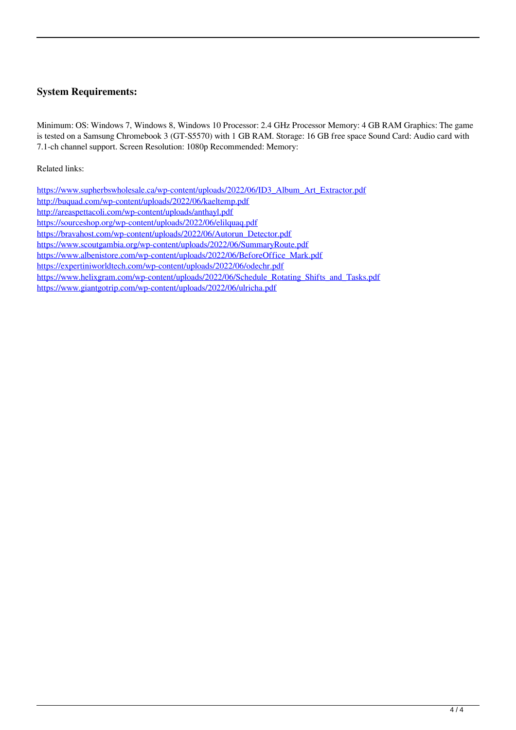### System Requirements:

Minimum: OS: Windows 7, Windows 8, Windows 10 Processor: 2.4 GHz Processor Memory: 4 GB RAM Graphics: The game is tested on a Samsung Chromebook 3 (GT-S5570) with 1 GB RAM. Storage: 16 GB free space Sound Card: Audio card with 7.1-ch channel support. Screen Resolution: 1080p Recommended: Memory:

Related links:

https://www.supherbswholesale.ca/wp-content/uploads/2022/06/ID3_Album_Art_Extractor.pdf
http://buquad.com/wp-content/uploads/2022/06/kaeltemp.pdf
http://areaspettacoli.com/wp-content/uploads/anthayl.pdf
https://sourceshop.org/wp-content/uploads/2022/06/elilquaq.pdf
https://bravahost.com/wp-content/uploads/2022/06/Autorun_Detector.pdf
https://www.scoutgambia.org/wp-content/uploads/2022/06/SummaryRoute.pdf
https://www.albenistore.com/wp-content/uploads/2022/06/BeforeOffice_Mark.pdf
https://expertiniworldtech.com/wp-content/uploads/2022/06/odechr.pdf
https://www.helixgram.com/wp-content/uploads/2022/06/Schedule_Rotating_Shifts_and_Tasks.pdf
https://www.giantgotrip.com/wp-content/uploads/2022/06/ulricha.pdf